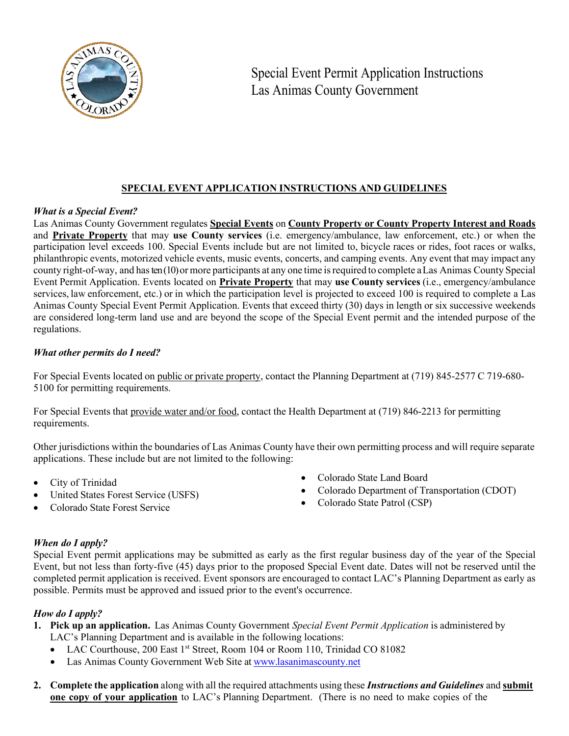# Special Event Permit Application Instructions
# Las Animas County Government

## SPECIAL EVENT APPLICATION INSTRUCTIONS AND GUIDELINES

### *What is a Special Event?*

Las Animas County Government regulates **Special Events** on **County Property or County Property Interest and Roads** and **Private Property** that may **use County services** (i.e. emergency/ambulance, law enforcement, etc.) or when the participation level exceeds 100. Special Events include but are not limited to, bicycle races or rides, foot races or walks, philanthropic events, motorized vehicle events, music events, concerts, and camping events. Any event that may impact any county right-of-way, and has ten (10) or more participants at any one time is required to complete a Las Animas County Special Event Permit Application. Events located on **Private Property** that may **use County services** (i.e., emergency/ambulance services, law enforcement, etc.) or in which the participation level is projected to exceed 100 is required to complete a Las Animas County Special Event Permit Application. Events that exceed thirty (30) days in length or six successive weekends are considered long-term land use and are beyond the scope of the Special Event permit and the intended purpose of the regulations.

### *What other permits do I need?*

For Special Events located on public or private property, contact the Planning Department at (719) 845-2577 C 719-680-5100 for permitting requirements.

For Special Events that provide water and/or food, contact the Health Department at (719) 846-2213 for permitting requirements.

Other jurisdictions within the boundaries of Las Animas County have their own permitting process and will require separate applications. These include but are not limited to the following:

- City of Trinidad
- United States Forest Service (USFS)
- Colorado State Forest Service
- Colorado State Land Board
- Colorado Department of Transportation (CDOT)
- Colorado State Patrol (CSP)

### *When do I apply?*

Special Event permit applications may be submitted as early as the first regular business day of the year of the Special Event, but not less than forty-five (45) days prior to the proposed Special Event date. Dates will not be reserved until the completed permit application is received. Event sponsors are encouraged to contact LAC's Planning Department as early as possible. Permits must be approved and issued prior to the event's occurrence.

### *How do I apply?*

1. **Pick up an application.** Las Animas County Government *Special Event Permit Application* is administered by LAC's Planning Department and is available in the following locations:
   - LAC Courthouse, 200 East 1st Street, Room 104 or Room 110, Trinidad CO 81082
   - Las Animas County Government Web Site at www.lasanimascounty.net
2. **Complete the application** along with all the required attachments using these ***Instructions and Guidelines*** and **submit one copy of your application** to LAC's Planning Department. (There is no need to make copies of the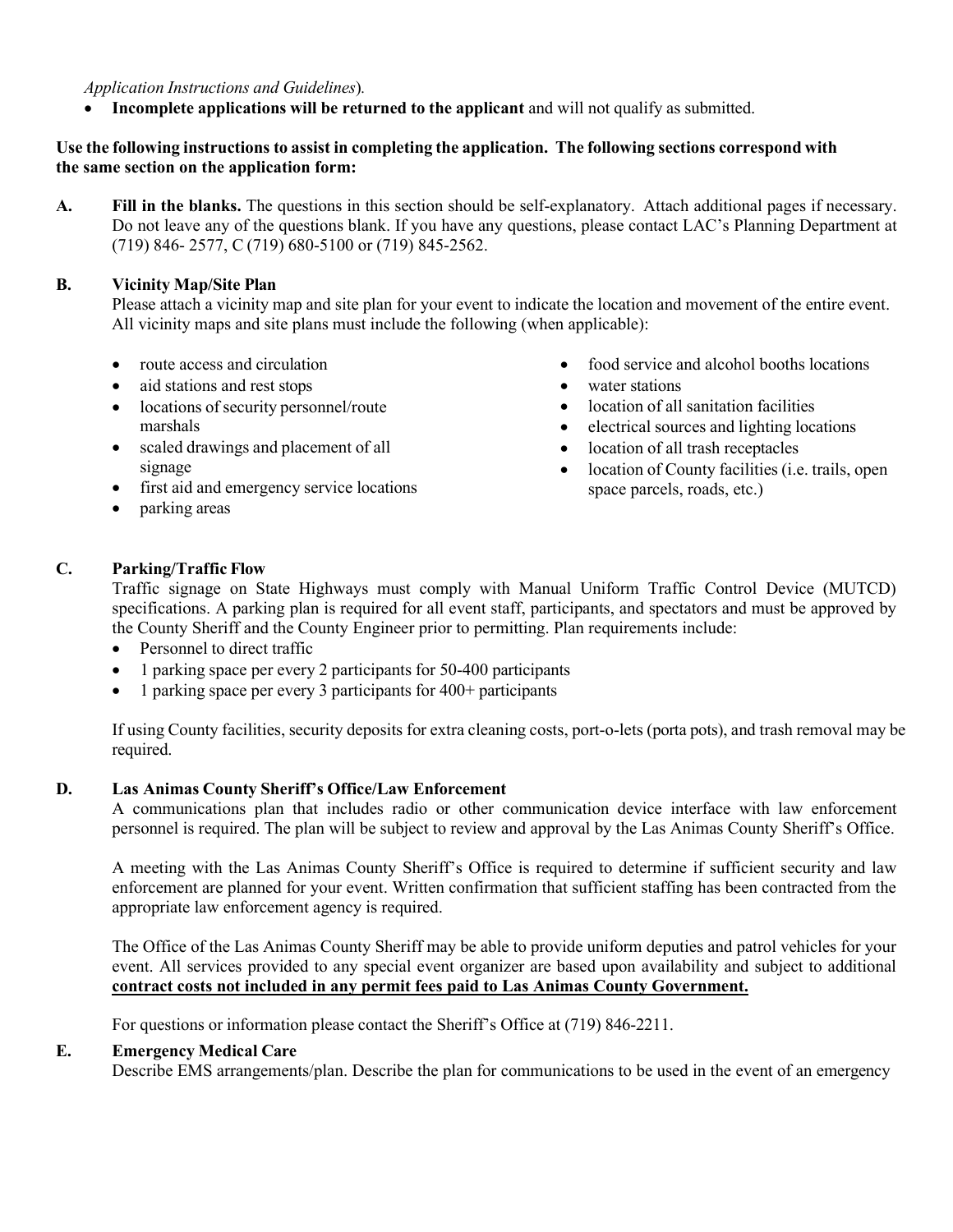*Application Instructions and Guidelines*).

- **Incomplete applications will be returned to the applicant** and will not qualify as submitted.

**Use the following instructions to assist in completing the application. The following sections correspond with the same section on the application form:**

**A. Fill in the blanks.** The questions in this section should be self-explanatory. Attach additional pages if necessary. Do not leave any of the questions blank. If you have any questions, please contact LAC's Planning Department at (719) 846- 2577, C (719) 680-5100 or (719) 845-2562.

**B. Vicinity Map/Site Plan**

Please attach a vicinity map and site plan for your event to indicate the location and movement of the entire event. All vicinity maps and site plans must include the following (when applicable):

- route access and circulation
- aid stations and rest stops
- locations of security personnel/route marshals
- scaled drawings and placement of all signage
- first aid and emergency service locations
- parking areas
- food service and alcohol booths locations
- water stations
- location of all sanitation facilities
- electrical sources and lighting locations
- location of all trash receptacles
- location of County facilities (i.e. trails, open space parcels, roads, etc.)

**C. Parking/Traffic Flow**

Traffic signage on State Highways must comply with Manual Uniform Traffic Control Device (MUTCD) specifications. A parking plan is required for all event staff, participants, and spectators and must be approved by the County Sheriff and the County Engineer prior to permitting. Plan requirements include:

- Personnel to direct traffic
- 1 parking space per every 2 participants for 50-400 participants
- 1 parking space per every 3 participants for 400+ participants

If using County facilities, security deposits for extra cleaning costs, port-o-lets (porta pots), and trash removal may be required.

**D. Las Animas County Sheriff's Office/Law Enforcement**

A communications plan that includes radio or other communication device interface with law enforcement personnel is required. The plan will be subject to review and approval by the Las Animas County Sheriff's Office.

A meeting with the Las Animas County Sheriff's Office is required to determine if sufficient security and law enforcement are planned for your event. Written confirmation that sufficient staffing has been contracted from the appropriate law enforcement agency is required.

The Office of the Las Animas County Sheriff may be able to provide uniform deputies and patrol vehicles for your event. All services provided to any special event organizer are based upon availability and subject to additional **<u>contract costs not included in any permit fees paid to Las Animas County Government.</u>**

For questions or information please contact the Sheriff's Office at (719) 846-2211.

**E. Emergency Medical Care**

Describe EMS arrangements/plan. Describe the plan for communications to be used in the event of an emergency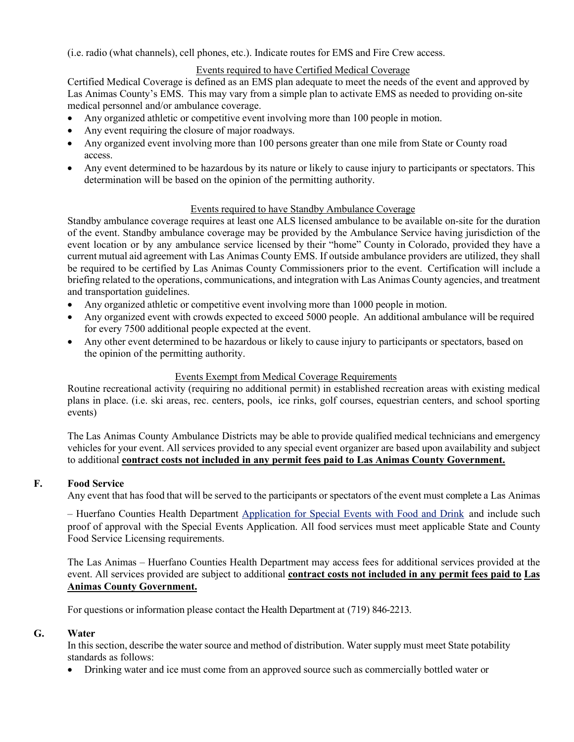(i.e. radio (what channels), cell phones, etc.). Indicate routes for EMS and Fire Crew access.

Events required to have Certified Medical Coverage

Certified Medical Coverage is defined as an EMS plan adequate to meet the needs of the event and approved by Las Animas County's EMS. This may vary from a simple plan to activate EMS as needed to providing on-site medical personnel and/or ambulance coverage.

- Any organized athletic or competitive event involving more than 100 people in motion.
- Any event requiring the closure of major roadways.
- Any organized event involving more than 100 persons greater than one mile from State or County road access.
- Any event determined to be hazardous by its nature or likely to cause injury to participants or spectators. This determination will be based on the opinion of the permitting authority.

Events required to have Standby Ambulance Coverage

Standby ambulance coverage requires at least one ALS licensed ambulance to be available on-site for the duration of the event. Standby ambulance coverage may be provided by the Ambulance Service having jurisdiction of the event location or by any ambulance service licensed by their "home" County in Colorado, provided they have a current mutual aid agreement with Las Animas County EMS. If outside ambulance providers are utilized, they shall be required to be certified by Las Animas County Commissioners prior to the event. Certification will include a briefing related to the operations, communications, and integration with Las Animas County agencies, and treatment and transportation guidelines.

- Any organized athletic or competitive event involving more than 1000 people in motion.
- Any organized event with crowds expected to exceed 5000 people. An additional ambulance will be required for every 7500 additional people expected at the event.
- Any other event determined to be hazardous or likely to cause injury to participants or spectators, based on the opinion of the permitting authority.

Events Exempt from Medical Coverage Requirements

Routine recreational activity (requiring no additional permit) in established recreation areas with existing medical plans in place. (i.e. ski areas, rec. centers, pools, ice rinks, golf courses, equestrian centers, and school sporting events)

The Las Animas County Ambulance Districts may be able to provide qualified medical technicians and emergency vehicles for your event. All services provided to any special event organizer are based upon availability and subject to additional **contract costs not included in any permit fees paid to Las Animas County Government.**

## F. Food Service

Any event that has food that will be served to the participants or spectators of the event must complete a Las Animas – Huerfano Counties Health Department Application for Special Events with Food and Drink and include such proof of approval with the Special Events Application. All food services must meet applicable State and County Food Service Licensing requirements.

The Las Animas – Huerfano Counties Health Department may access fees for additional services provided at the event. All services provided are subject to additional **contract costs not included in any permit fees paid to Las Animas County Government.**

For questions or information please contact the Health Department at (719) 846-2213.

## G. Water

In this section, describe the water source and method of distribution. Water supply must meet State potability standards as follows:

- Drinking water and ice must come from an approved source such as commercially bottled water or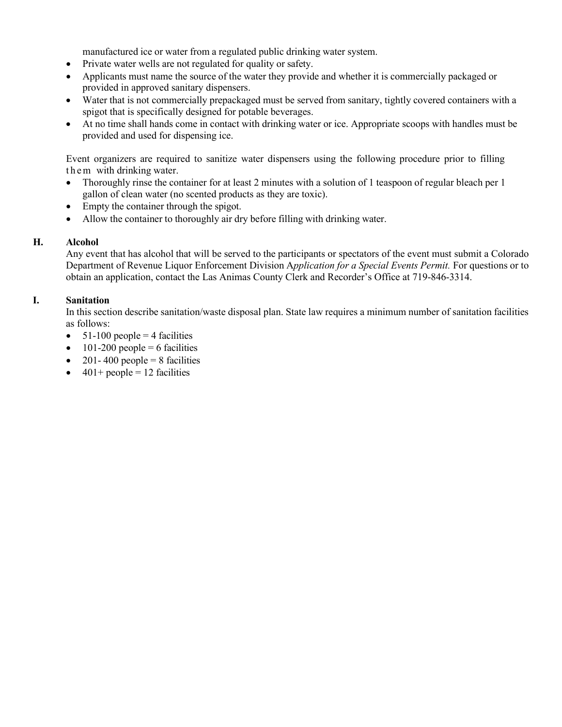manufactured ice or water from a regulated public drinking water system.

- Private water wells are not regulated for quality or safety.
- Applicants must name the source of the water they provide and whether it is commercially packaged or provided in approved sanitary dispensers.
- Water that is not commercially prepackaged must be served from sanitary, tightly covered containers with a spigot that is specifically designed for potable beverages.
- At no time shall hands come in contact with drinking water or ice. Appropriate scoops with handles must be provided and used for dispensing ice.

Event organizers are required to sanitize water dispensers using the following procedure prior to filling them with drinking water.

- Thoroughly rinse the container for at least 2 minutes with a solution of 1 teaspoon of regular bleach per 1 gallon of clean water (no scented products as they are toxic).
- Empty the container through the spigot.
- Allow the container to thoroughly air dry before filling with drinking water.

## H. Alcohol

Any event that has alcohol that will be served to the participants or spectators of the event must submit a Colorado Department of Revenue Liquor Enforcement Division A*pplication for a Special Events Permit.* For questions or to obtain an application, contact the Las Animas County Clerk and Recorder's Office at 719-846-3314.

## I. Sanitation

In this section describe sanitation/waste disposal plan. State law requires a minimum number of sanitation facilities as follows:

- 51-100 people = 4 facilities
- 101-200 people = 6 facilities
- 201- 400 people = 8 facilities
- 401+ people = 12 facilities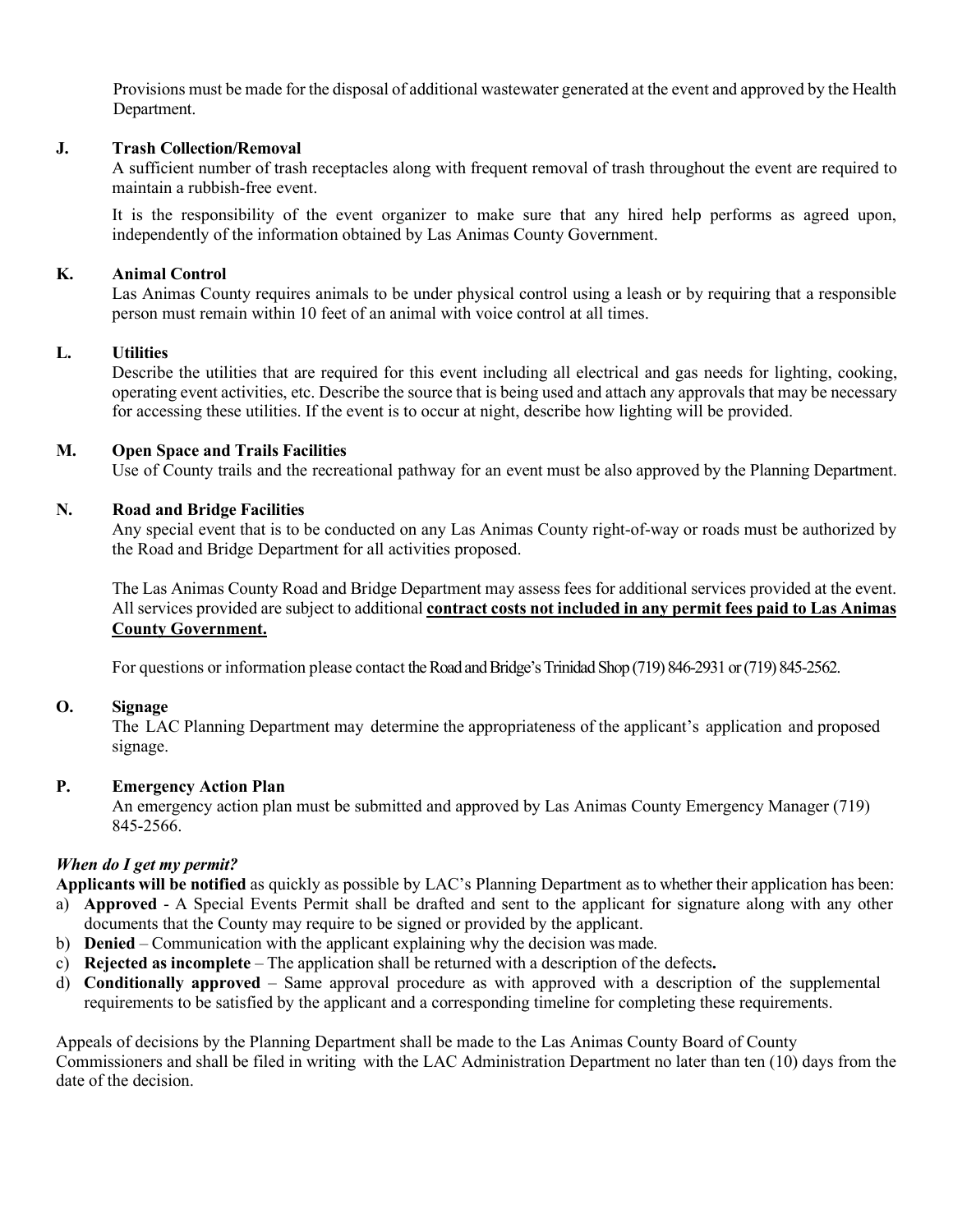Provisions must be made for the disposal of additional wastewater generated at the event and approved by the Health Department.

**J. Trash Collection/Removal**

A sufficient number of trash receptacles along with frequent removal of trash throughout the event are required to maintain a rubbish-free event.

It is the responsibility of the event organizer to make sure that any hired help performs as agreed upon, independently of the information obtained by Las Animas County Government.

**K. Animal Control**

Las Animas County requires animals to be under physical control using a leash or by requiring that a responsible person must remain within 10 feet of an animal with voice control at all times.

**L. Utilities**

Describe the utilities that are required for this event including all electrical and gas needs for lighting, cooking, operating event activities, etc. Describe the source that is being used and attach any approvals that may be necessary for accessing these utilities. If the event is to occur at night, describe how lighting will be provided.

**M. Open Space and Trails Facilities**

Use of County trails and the recreational pathway for an event must be also approved by the Planning Department.

**N. Road and Bridge Facilities**

Any special event that is to be conducted on any Las Animas County right-of-way or roads must be authorized by the Road and Bridge Department for all activities proposed.

The Las Animas County Road and Bridge Department may assess fees for additional services provided at the event. All services provided are subject to additional **contract costs not included in any permit fees paid to Las Animas County Government.**

For questions or information please contact the Road and Bridge's Trinidad Shop (719) 846-2931 or (719) 845-2562.

**O. Signage**

The LAC Planning Department may determine the appropriateness of the applicant's application and proposed signage.

**P. Emergency Action Plan**

An emergency action plan must be submitted and approved by Las Animas County Emergency Manager (719) 845-2566.

***When do I get my permit?***

**Applicants will be notified** as quickly as possible by LAC's Planning Department as to whether their application has been:

a) **Approved** - A Special Events Permit shall be drafted and sent to the applicant for signature along with any other documents that the County may require to be signed or provided by the applicant.
b) **Denied** – Communication with the applicant explaining why the decision was made.
c) **Rejected as incomplete** – The application shall be returned with a description of the defects**.**
d) **Conditionally approved** – Same approval procedure as with approved with a description of the supplemental requirements to be satisfied by the applicant and a corresponding timeline for completing these requirements.

Appeals of decisions by the Planning Department shall be made to the Las Animas County Board of County Commissioners and shall be filed in writing with the LAC Administration Department no later than ten (10) days from the date of the decision.